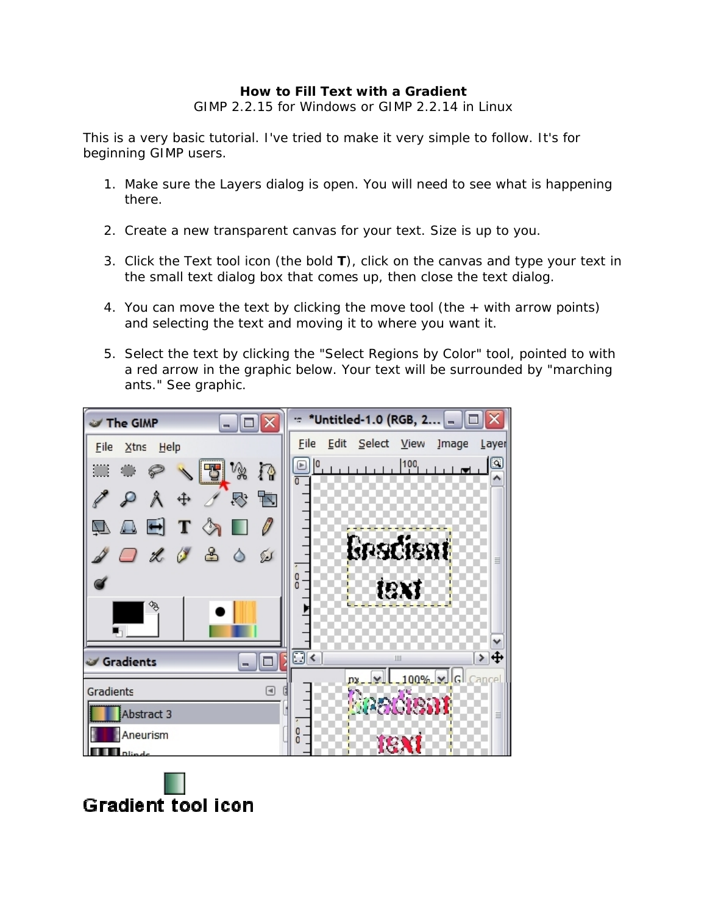**How to Fill Text with a Gradient**

GIMP 2.2.15 for Windows or GIMP 2.2.14 in Linux

This is a very basic tutorial. I've tried to make it very simple to follow. It's for beginning GIMP users.

1. Make sure the Layers dialog is open. You will need to see what is happening there.

2. Create a new transparent canvas for your text. Size is up to you.

3. Click the Text tool icon (the bold **T**), click on the canvas and type your text in the small text dialog box that comes up, then close the text dialog.

4. You can move the text by clicking the move tool (the + with arrow points) and selecting the text and moving it to where you want it.

5. Select the text by clicking the "Select Regions by Color" tool, pointed to with a red arrow in the graphic below. Your text will be surrounded by "marching ants." See graphic.

**Gradient tool icon**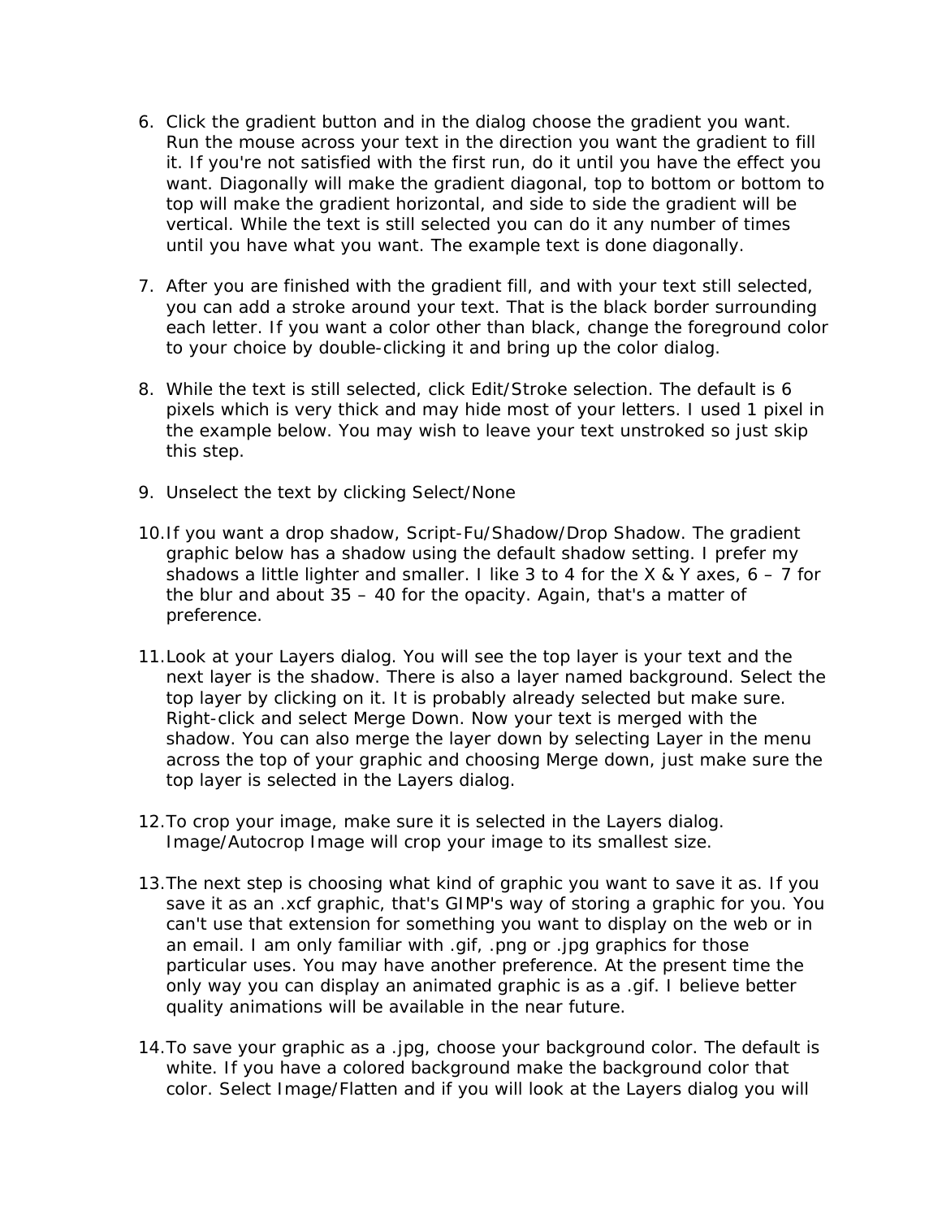6. Click the gradient button and in the dialog choose the gradient you want. Run the mouse across your text in the direction you want the gradient to fill it. If you're not satisfied with the first run, do it until you have the effect you want. Diagonally will make the gradient diagonal, top to bottom or bottom to top will make the gradient horizontal, and side to side the gradient will be vertical. While the text is still selected you can do it any number of times until you have what you want. The example text is done diagonally.

7. After you are finished with the gradient fill, and with your text still selected, you can add a stroke around your text. That is the black border surrounding each letter. If you want a color other than black, change the foreground color to your choice by double-clicking it and bring up the color dialog.

8. While the text is still selected, click Edit/Stroke selection. The default is 6 pixels which is very thick and may hide most of your letters. I used 1 pixel in the example below. You may wish to leave your text unstroked so just skip this step.

9. Unselect the text by clicking Select/None

10. If you want a drop shadow, Script-Fu/Shadow/Drop Shadow. The gradient graphic below has a shadow using the default shadow setting. I prefer my shadows a little lighter and smaller. I like 3 to 4 for the X & Y axes, 6 – 7 for the blur and about 35 – 40 for the opacity. Again, that's a matter of preference.

11. Look at your Layers dialog. You will see the top layer is your text and the next layer is the shadow. There is also a layer named background. Select the top layer by clicking on it. It is probably already selected but make sure. Right-click and select Merge Down. Now your text is merged with the shadow. You can also merge the layer down by selecting Layer in the menu across the top of your graphic and choosing Merge down, just make sure the top layer is selected in the Layers dialog.

12. To crop your image, make sure it is selected in the Layers dialog. Image/Autocrop Image will crop your image to its smallest size.

13. The next step is choosing what kind of graphic you want to save it as. If you save it as an .xcf graphic, that's GIMP's way of storing a graphic for you. You can't use that extension for something you want to display on the web or in an email. I am only familiar with .gif, .png or .jpg graphics for those particular uses. You may have another preference. At the present time the only way you can display an animated graphic is as a .gif. I believe better quality animations will be available in the near future.

14. To save your graphic as a .jpg, choose your background color. The default is white. If you have a colored background make the background color that color. Select Image/Flatten and if you will look at the Layers dialog you will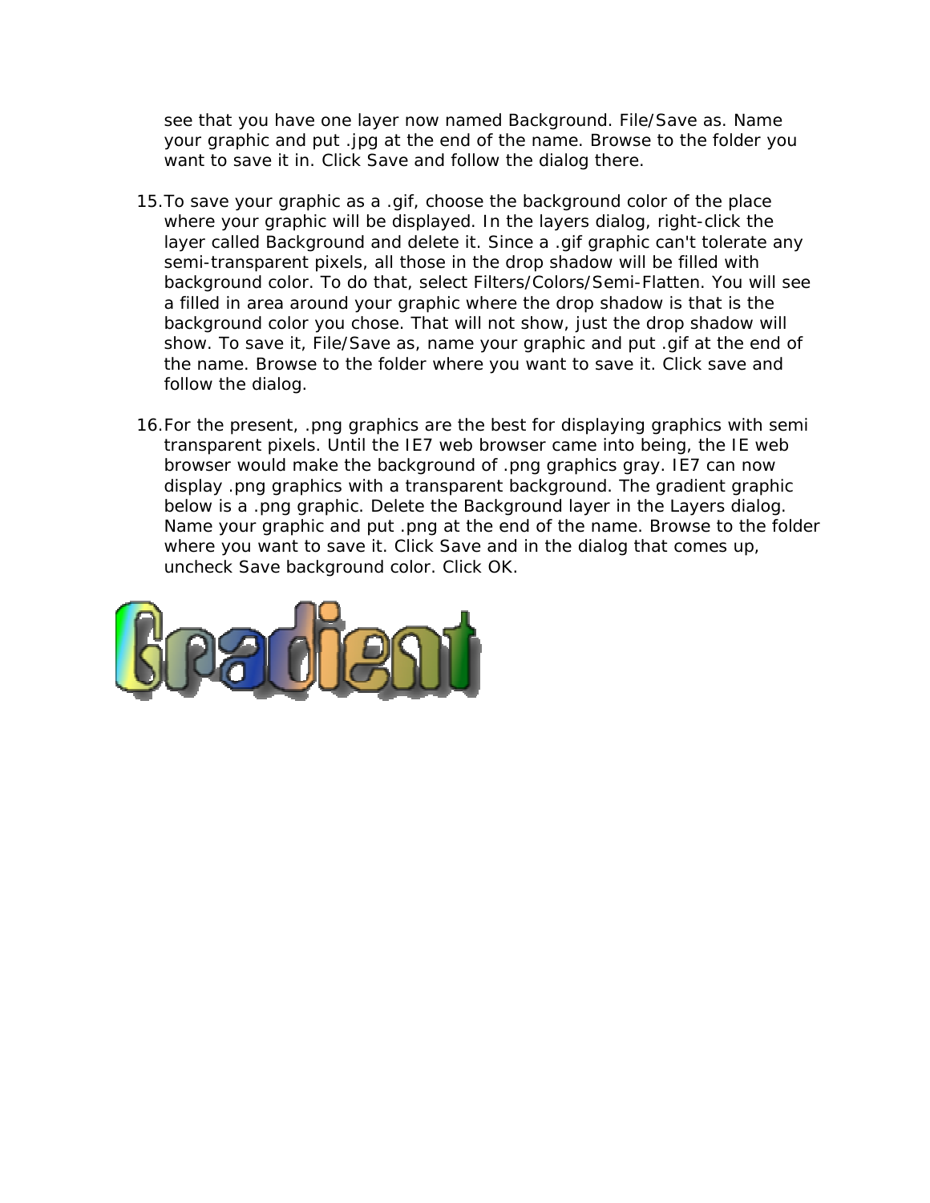see that you have one layer now named Background. File/Save as. Name your graphic and put .jpg at the end of the name. Browse to the folder you want to save it in. Click Save and follow the dialog there.

15. To save your graphic as a .gif, choose the background color of the place where your graphic will be displayed. In the layers dialog, right-click the layer called Background and delete it. Since a .gif graphic can't tolerate any semi-transparent pixels, all those in the drop shadow will be filled with background color. To do that, select Filters/Colors/Semi-Flatten. You will see a filled in area around your graphic where the drop shadow is that is the background color you chose. That will not show, just the drop shadow will show. To save it, File/Save as, name your graphic and put .gif at the end of the name. Browse to the folder where you want to save it. Click save and follow the dialog.

16. For the present, .png graphics are the best for displaying graphics with semi transparent pixels. Until the IE7 web browser came into being, the IE web browser would make the background of .png graphics gray. IE7 can now display .png graphics with a transparent background. The gradient graphic below is a .png graphic. Delete the Background layer in the Layers dialog. Name your graphic and put .png at the end of the name. Browse to the folder where you want to save it. Click Save and in the dialog that comes up, uncheck Save background color. Click OK.

Gradient